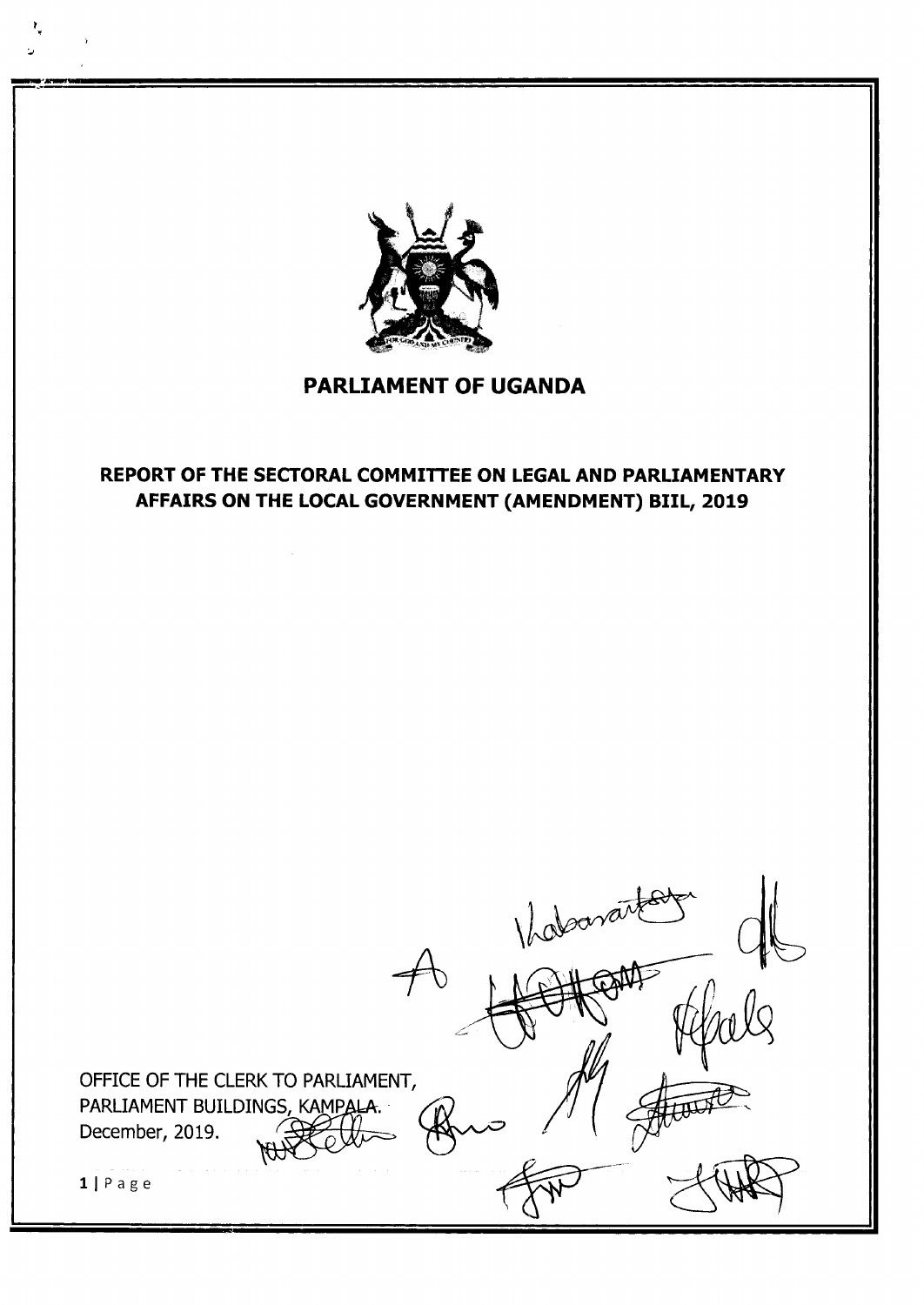# PARLIAMENT OF UGANDA

## REPORT OF THE SECTORAL COMMITTEE ON LEGAL AND PARLIAMENTARY AFFAIRS ON THE LOCAL GOVERNMENT (AMENDMENT) BIIL, 2019

OFFICE OF THE CLERK TO PARLIAMENT,
PARLIAMENT BUILDINGS, KAMPALA.
December, 2019.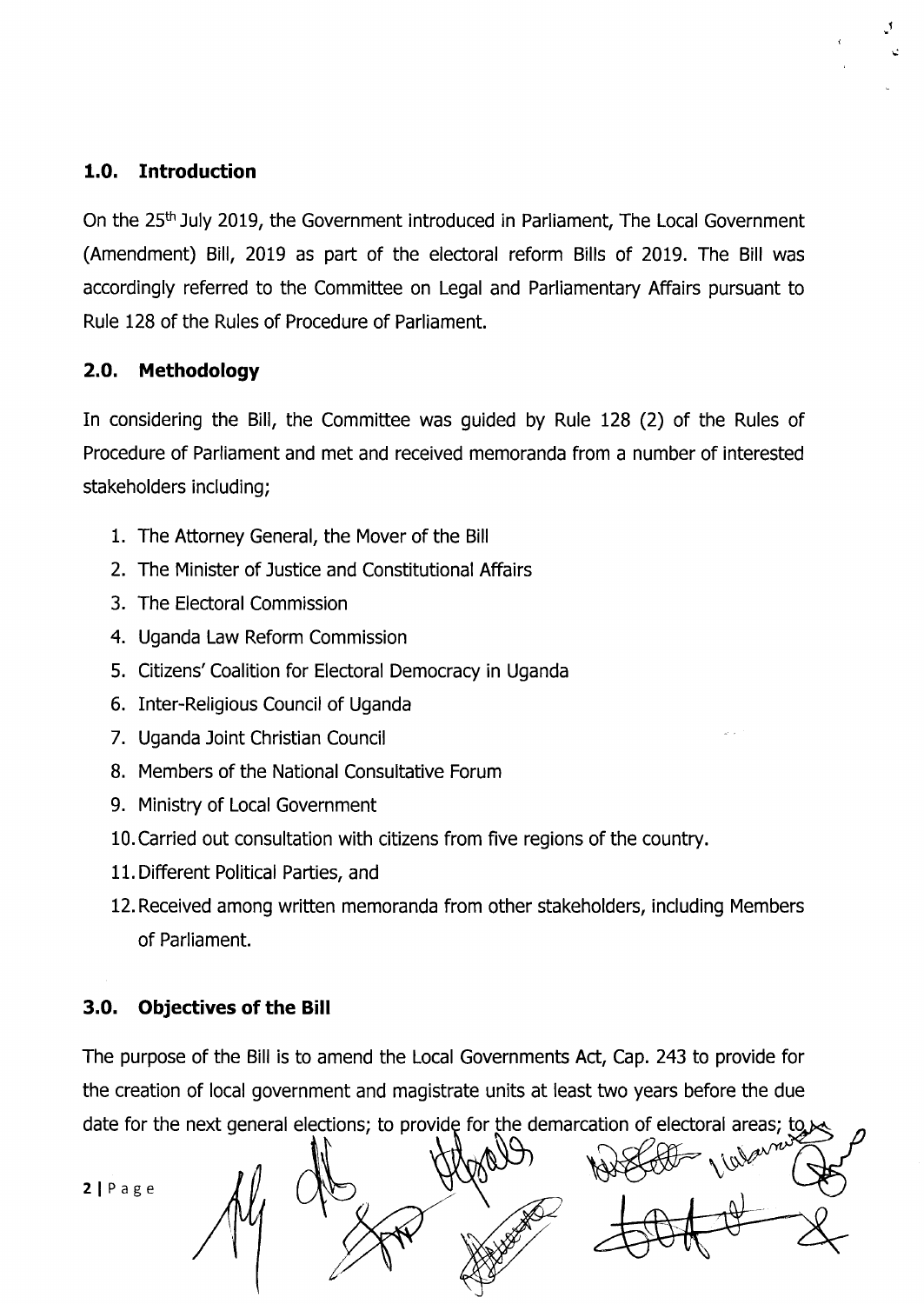## 1.0. Introduction

On the 25th July 2019, the Government introduced in Parliament, The Local Government (Amendment) Bill, 2019 as part of the electoral reform Bills of 2019. The Bill was accordingly referred to the Committee on Legal and Parliamentary Affairs pursuant to Rule 128 of the Rules of Procedure of Parliament.

## 2.0. Methodology

In considering the Bill, the Committee was guided by Rule 128 (2) of the Rules of Procedure of Parliament and met and received memoranda from a number of interested stakeholders including;

1. The Attorney General, the Mover of the Bill
2. The Minister of Justice and Constitutional Affairs
3. The Electoral Commission
4. Uganda Law Reform Commission
5. Citizens' Coalition for Electoral Democracy in Uganda
6. Inter-Religious Council of Uganda
7. Uganda Joint Christian Council
8. Members of the National Consultative Forum
9. Ministry of Local Government
10. Carried out consultation with citizens from five regions of the country.
11. Different Political Parties, and
12. Received among written memoranda from other stakeholders, including Members of Parliament.

## 3.0. Objectives of the Bill

The purpose of the Bill is to amend the Local Governments Act, Cap. 243 to provide for the creation of local government and magistrate units at least two years before the due date for the next general elections; to provide for the demarcation of electoral areas; to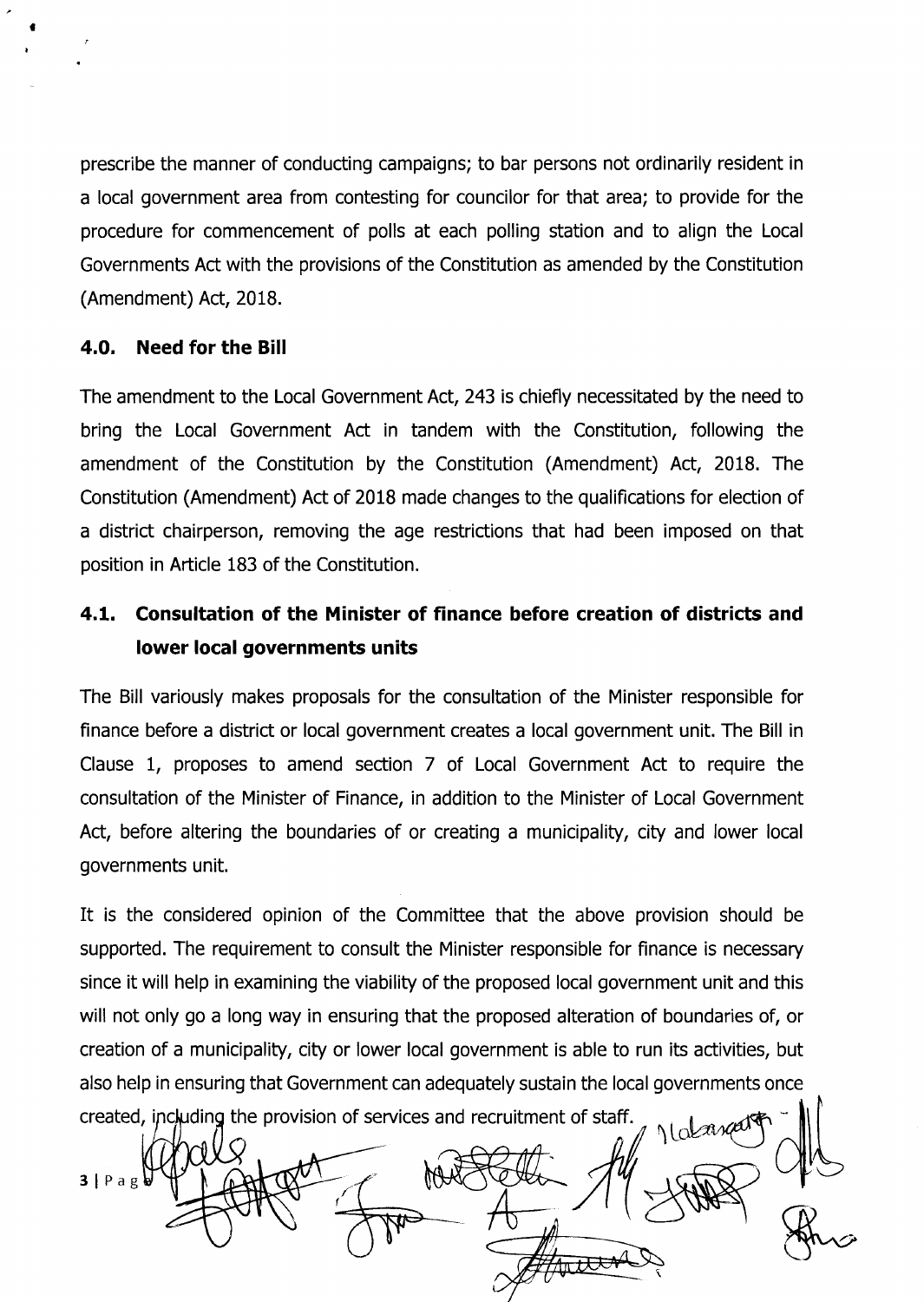prescribe the manner of conducting campaigns; to bar persons not ordinarily resident in a local government area from contesting for councilor for that area; to provide for the procedure for commencement of polls at each polling station and to align the Local Governments Act with the provisions of the Constitution as amended by the Constitution (Amendment) Act, 2018.

## 4.0. Need for the Bill

The amendment to the Local Government Act, 243 is chiefly necessitated by the need to bring the Local Government Act in tandem with the Constitution, following the amendment of the Constitution by the Constitution (Amendment) Act, 2018. The Constitution (Amendment) Act of 2018 made changes to the qualifications for election of a district chairperson, removing the age restrictions that had been imposed on that position in Article 183 of the Constitution.

### 4.1. Consultation of the Minister of finance before creation of districts and lower local governments units

The Bill variously makes proposals for the consultation of the Minister responsible for finance before a district or local government creates a local government unit. The Bill in Clause 1, proposes to amend section 7 of Local Government Act to require the consultation of the Minister of Finance, in addition to the Minister of Local Government Act, before altering the boundaries of or creating a municipality, city and lower local governments unit.

It is the considered opinion of the Committee that the above provision should be supported. The requirement to consult the Minister responsible for finance is necessary since it will help in examining the viability of the proposed local government unit and this will not only go a long way in ensuring that the proposed alteration of boundaries of, or creation of a municipality, city or lower local government is able to run its activities, but also help in ensuring that Government can adequately sustain the local governments once created, including the provision of services and recruitment of staff.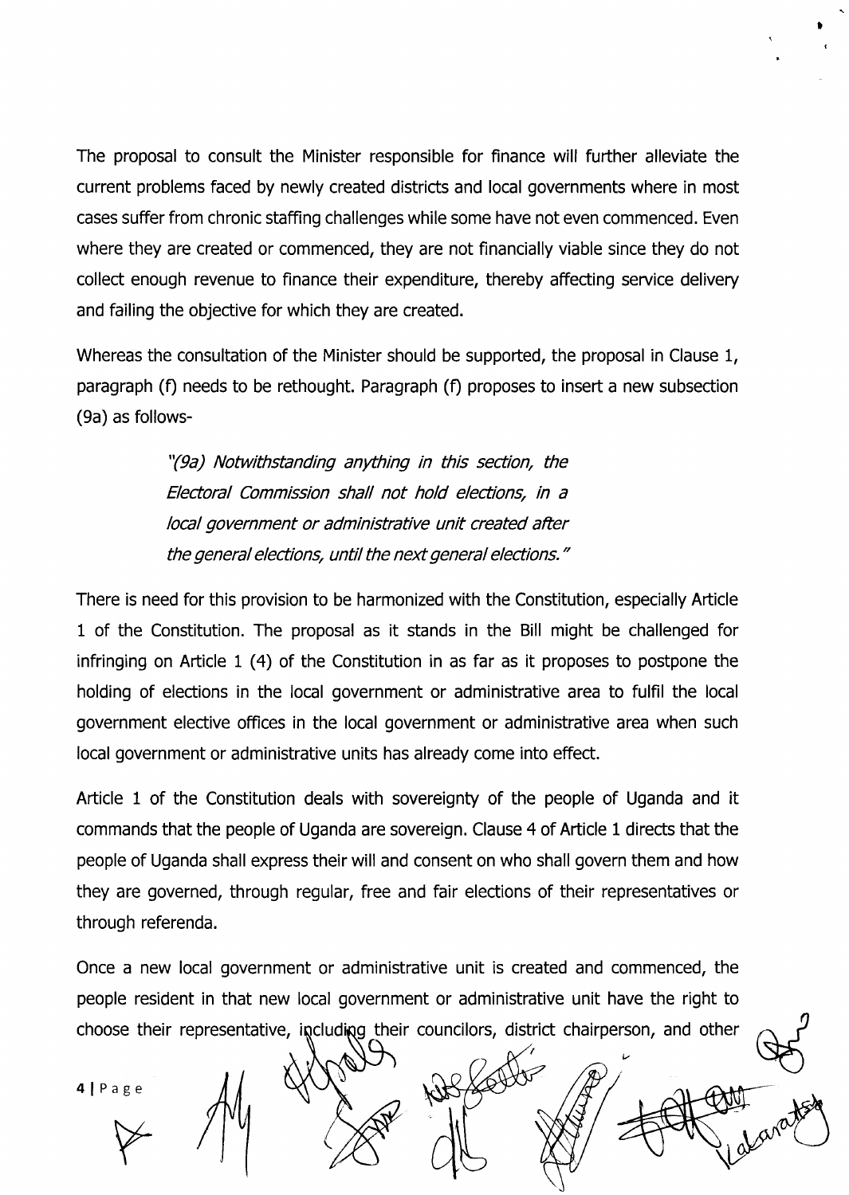The proposal to consult the Minister responsible for finance will further alleviate the current problems faced by newly created districts and local governments where in most cases suffer from chronic staffing challenges while some have not even commenced. Even where they are created or commenced, they are not financially viable since they do not collect enough revenue to finance their expenditure, thereby affecting service delivery and failing the objective for which they are created.

Whereas the consultation of the Minister should be supported, the proposal in Clause 1, paragraph (f) needs to be rethought. Paragraph (f) proposes to insert a new subsection (9a) as follows-

> *"(9a) Notwithstanding anything in this section, the Electoral Commission shall not hold elections, in a local government or administrative unit created after the general elections, until the next general elections."*

There is need for this provision to be harmonized with the Constitution, especially Article 1 of the Constitution. The proposal as it stands in the Bill might be challenged for infringing on Article 1 (4) of the Constitution in as far as it proposes to postpone the holding of elections in the local government or administrative area to fulfil the local government elective offices in the local government or administrative area when such local government or administrative units has already come into effect.

Article 1 of the Constitution deals with sovereignty of the people of Uganda and it commands that the people of Uganda are sovereign. Clause 4 of Article 1 directs that the people of Uganda shall express their will and consent on who shall govern them and how they are governed, through regular, free and fair elections of their representatives or through referenda.

Once a new local government or administrative unit is created and commenced, the people resident in that new local government or administrative unit have the right to choose their representative, including their councilors, district chairperson, and other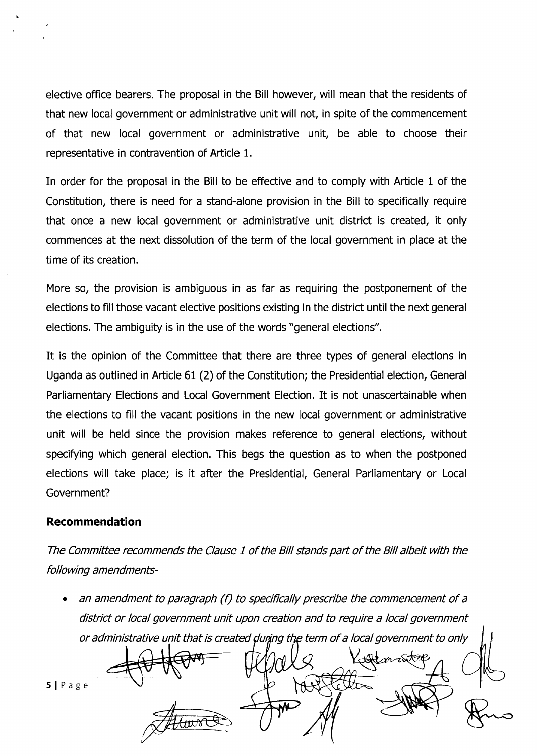elective office bearers. The proposal in the Bill however, will mean that the residents of that new local government or administrative unit will not, in spite of the commencement of that new local government or administrative unit, be able to choose their representative in contravention of Article 1.

In order for the proposal in the Bill to be effective and to comply with Article 1 of the Constitution, there is need for a stand-alone provision in the Bill to specifically require that once a new local government or administrative unit district is created, it only commences at the next dissolution of the term of the local government in place at the time of its creation.

More so, the provision is ambiguous in as far as requiring the postponement of the elections to fill those vacant elective positions existing in the district until the next general elections. The ambiguity is in the use of the words "general elections".

It is the opinion of the Committee that there are three types of general elections in Uganda as outlined in Article 61 (2) of the Constitution; the Presidential election, General Parliamentary Elections and Local Government Election. It is not unascertainable when the elections to fill the vacant positions in the new local government or administrative unit will be held since the provision makes reference to general elections, without specifying which general election. This begs the question as to when the postponed elections will take place; is it after the Presidential, General Parliamentary or Local Government?

**Recommendation**

*The Committee recommends the Clause 1 of the Bill stands part of the Bill albeit with the following amendments-*

- *an amendment to paragraph (f) to specifically prescribe the commencement of a district or local government unit upon creation and to require a local government or administrative unit that is created during the term of a local government to only*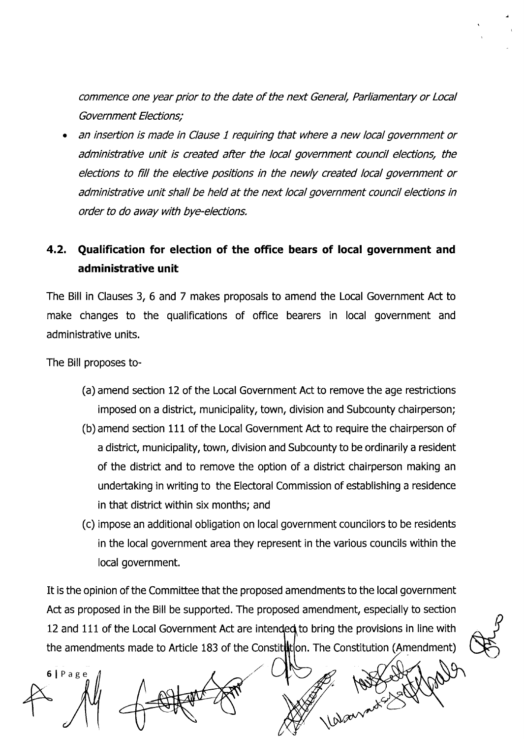*commence one year prior to the date of the next General, Parliamentary or Local Government Elections;*

- *an insertion is made in Clause 1 requiring that where a new local government or administrative unit is created after the local government council elections, the elections to fill the elective positions in the newly created local government or administrative unit shall be held at the next local government council elections in order to do away with bye-elections.*

## 4.2. Qualification for election of the office bears of local government and administrative unit

The Bill in Clauses 3, 6 and 7 makes proposals to amend the Local Government Act to make changes to the qualifications of office bearers in local government and administrative units.

The Bill proposes to-

(a) amend section 12 of the Local Government Act to remove the age restrictions imposed on a district, municipality, town, division and Subcounty chairperson;

(b) amend section 111 of the Local Government Act to require the chairperson of a district, municipality, town, division and Subcounty to be ordinarily a resident of the district and to remove the option of a district chairperson making an undertaking in writing to the Electoral Commission of establishing a residence in that district within six months; and

(c) impose an additional obligation on local government councilors to be residents in the local government area they represent in the various councils within the local government.

It is the opinion of the Committee that the proposed amendments to the local government Act as proposed in the Bill be supported. The proposed amendment, especially to section 12 and 111 of the Local Government Act are intended to bring the provisions in line with the amendments made to Article 183 of the Constitution. The Constitution (Amendment)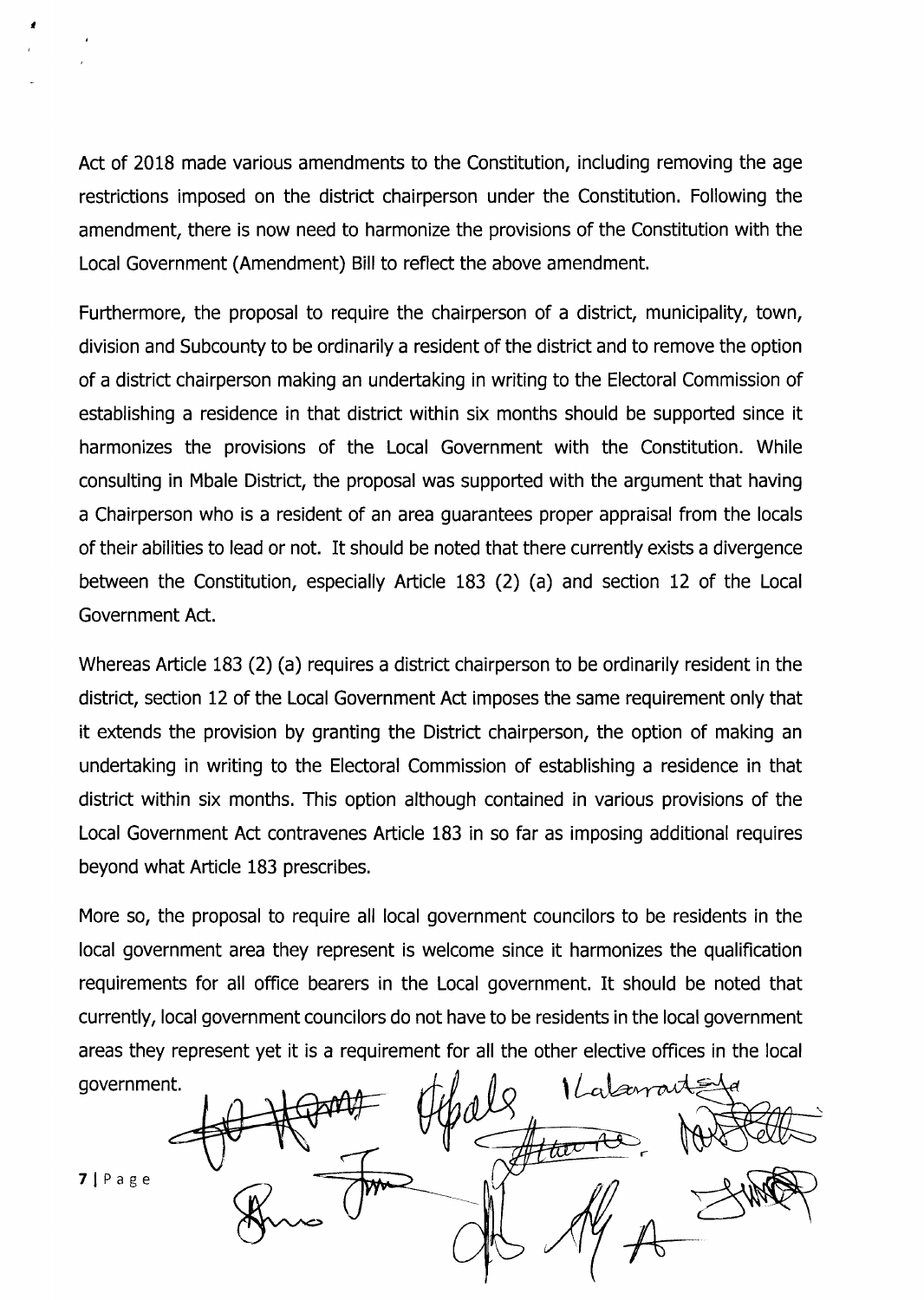Act of 2018 made various amendments to the Constitution, including removing the age restrictions imposed on the district chairperson under the Constitution. Following the amendment, there is now need to harmonize the provisions of the Constitution with the Local Government (Amendment) Bill to reflect the above amendment.

Furthermore, the proposal to require the chairperson of a district, municipality, town, division and Subcounty to be ordinarily a resident of the district and to remove the option of a district chairperson making an undertaking in writing to the Electoral Commission of establishing a residence in that district within six months should be supported since it harmonizes the provisions of the Local Government with the Constitution. While consulting in Mbale District, the proposal was supported with the argument that having a Chairperson who is a resident of an area guarantees proper appraisal from the locals of their abilities to lead or not. It should be noted that there currently exists a divergence between the Constitution, especially Article 183 (2) (a) and section 12 of the Local Government Act.

Whereas Article 183 (2) (a) requires a district chairperson to be ordinarily resident in the district, section 12 of the Local Government Act imposes the same requirement only that it extends the provision by granting the District chairperson, the option of making an undertaking in writing to the Electoral Commission of establishing a residence in that district within six months. This option although contained in various provisions of the Local Government Act contravenes Article 183 in so far as imposing additional requires beyond what Article 183 prescribes.

More so, the proposal to require all local government councilors to be residents in the local government area they represent is welcome since it harmonizes the qualification requirements for all office bearers in the Local government. It should be noted that currently, local government councilors do not have to be residents in the local government areas they represent yet it is a requirement for all the other elective offices in the local government.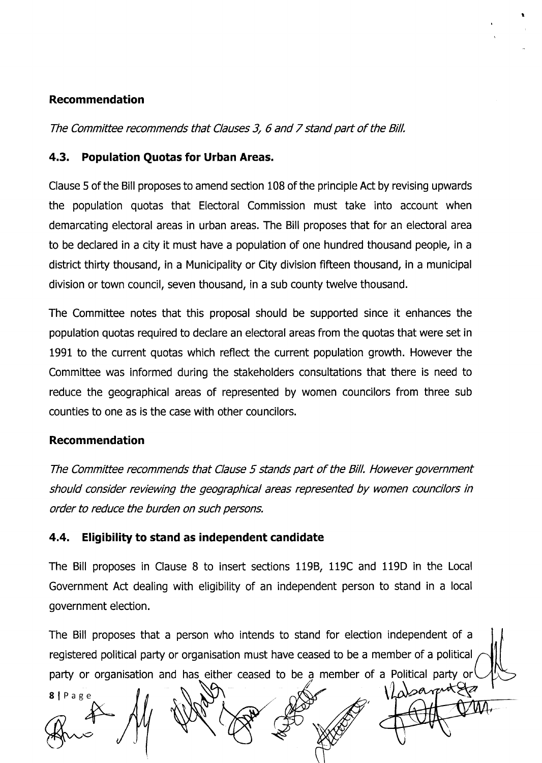**Recommendation**

*The Committee recommends that Clauses 3, 6 and 7 stand part of the Bill.*

### 4.3. Population Quotas for Urban Areas.

Clause 5 of the Bill proposes to amend section 108 of the principle Act by revising upwards the population quotas that Electoral Commission must take into account when demarcating electoral areas in urban areas. The Bill proposes that for an electoral area to be declared in a city it must have a population of one hundred thousand people, in a district thirty thousand, in a Municipality or City division fifteen thousand, in a municipal division or town council, seven thousand, in a sub county twelve thousand.

The Committee notes that this proposal should be supported since it enhances the population quotas required to declare an electoral areas from the quotas that were set in 1991 to the current quotas which reflect the current population growth. However the Committee was informed during the stakeholders consultations that there is need to reduce the geographical areas of represented by women councilors from three sub counties to one as is the case with other councilors.

**Recommendation**

*The Committee recommends that Clause 5 stands part of the Bill. However government should consider reviewing the geographical areas represented by women councilors in order to reduce the burden on such persons.*

### 4.4. Eligibility to stand as independent candidate

The Bill proposes in Clause 8 to insert sections 119B, 119C and 119D in the Local Government Act dealing with eligibility of an independent person to stand in a local government election.

The Bill proposes that a person who intends to stand for election independent of a registered political party or organisation must have ceased to be a member of a political party or organisation and has either ceased to be a member of a Political party or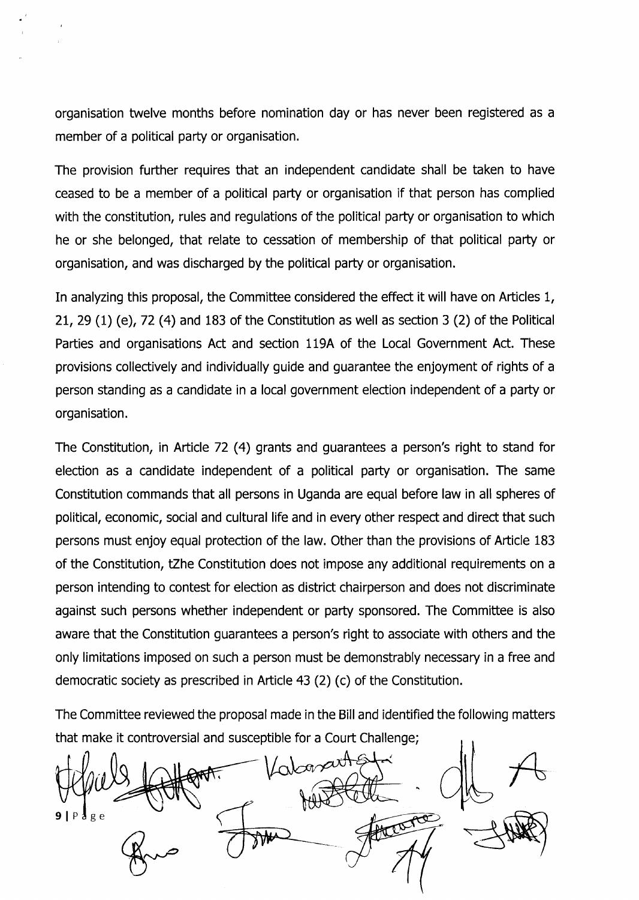organisation twelve months before nomination day or has never been registered as a member of a political party or organisation.

The provision further requires that an independent candidate shall be taken to have ceased to be a member of a political party or organisation if that person has complied with the constitution, rules and regulations of the political party or organisation to which he or she belonged, that relate to cessation of membership of that political party or organisation, and was discharged by the political party or organisation.

In analyzing this proposal, the Committee considered the effect it will have on Articles 1, 21, 29 (1) (e), 72 (4) and 183 of the Constitution as well as section 3 (2) of the Political Parties and organisations Act and section 119A of the Local Government Act. These provisions collectively and individually guide and guarantee the enjoyment of rights of a person standing as a candidate in a local government election independent of a party or organisation.

The Constitution, in Article 72 (4) grants and guarantees a person's right to stand for election as a candidate independent of a political party or organisation. The same Constitution commands that all persons in Uganda are equal before law in all spheres of political, economic, social and cultural life and in every other respect and direct that such persons must enjoy equal protection of the law. Other than the provisions of Article 183 of the Constitution, tZhe Constitution does not impose any additional requirements on a person intending to contest for election as district chairperson and does not discriminate against such persons whether independent or party sponsored. The Committee is also aware that the Constitution guarantees a person's right to associate with others and the only limitations imposed on such a person must be demonstrably necessary in a free and democratic society as prescribed in Article 43 (2) (c) of the Constitution.

The Committee reviewed the proposal made in the Bill and identified the following matters that make it controversial and susceptible for a Court Challenge;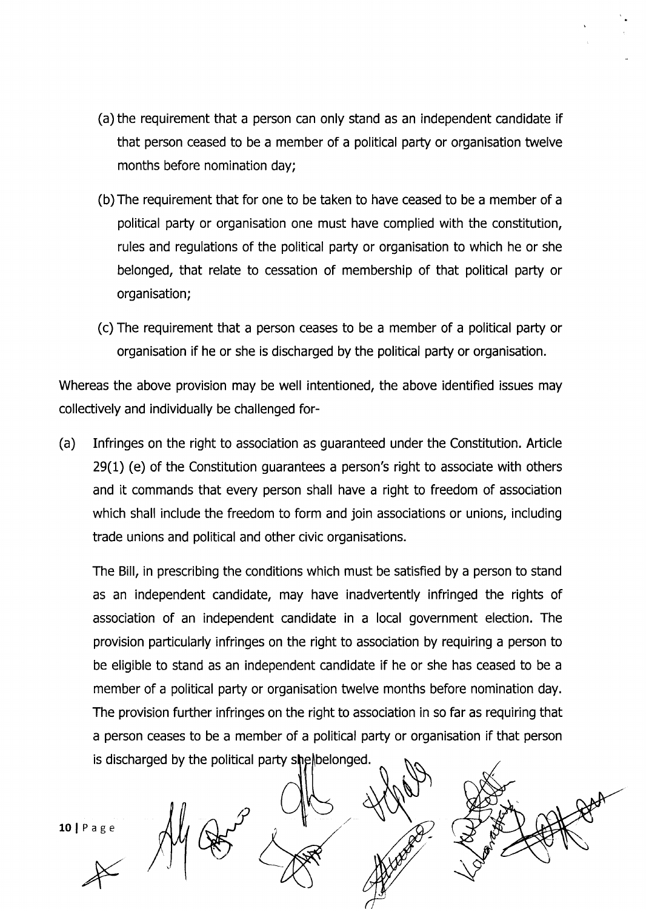(a) the requirement that a person can only stand as an independent candidate if that person ceased to be a member of a political party or organisation twelve months before nomination day;

(b) The requirement that for one to be taken to have ceased to be a member of a political party or organisation one must have complied with the constitution, rules and regulations of the political party or organisation to which he or she belonged, that relate to cessation of membership of that political party or organisation;

(c) The requirement that a person ceases to be a member of a political party or organisation if he or she is discharged by the political party or organisation.

Whereas the above provision may be well intentioned, the above identified issues may collectively and individually be challenged for-

(a) Infringes on the right to association as guaranteed under the Constitution. Article 29(1) (e) of the Constitution guarantees a person's right to associate with others and it commands that every person shall have a right to freedom of association which shall include the freedom to form and join associations or unions, including trade unions and political and other civic organisations.

The Bill, in prescribing the conditions which must be satisfied by a person to stand as an independent candidate, may have inadvertently infringed the rights of association of an independent candidate in a local government election. The provision particularly infringes on the right to association by requiring a person to be eligible to stand as an independent candidate if he or she has ceased to be a member of a political party or organisation twelve months before nomination day. The provision further infringes on the right to association in so far as requiring that a person ceases to be a member of a political party or organisation if that person is discharged by the political party she belonged.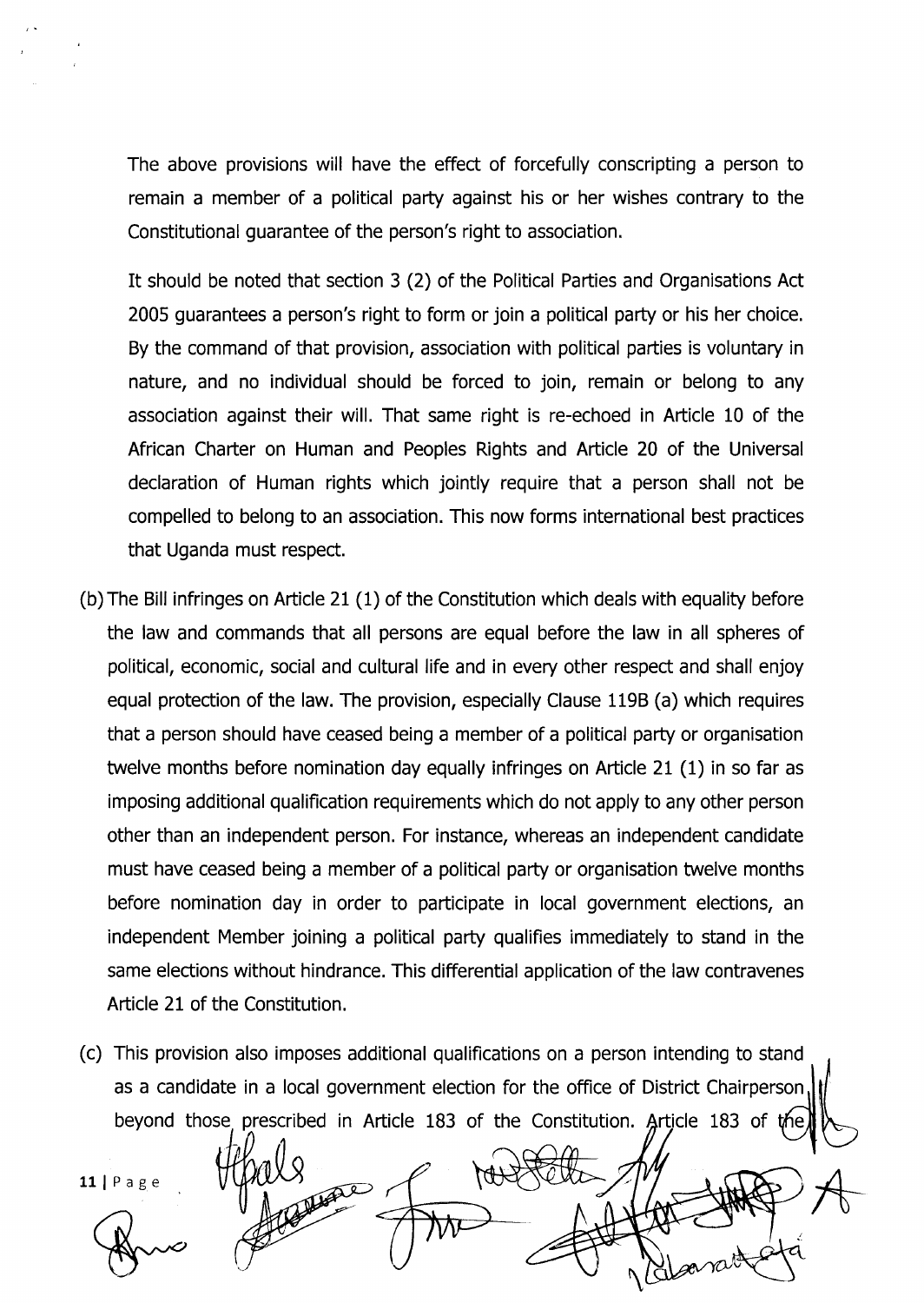The above provisions will have the effect of forcefully conscripting a person to remain a member of a political party against his or her wishes contrary to the Constitutional guarantee of the person's right to association.

It should be noted that section 3 (2) of the Political Parties and Organisations Act 2005 guarantees a person's right to form or join a political party or his her choice. By the command of that provision, association with political parties is voluntary in nature, and no individual should be forced to join, remain or belong to any association against their will. That same right is re-echoed in Article 10 of the African Charter on Human and Peoples Rights and Article 20 of the Universal declaration of Human rights which jointly require that a person shall not be compelled to belong to an association. This now forms international best practices that Uganda must respect.

(b) The Bill infringes on Article 21 (1) of the Constitution which deals with equality before the law and commands that all persons are equal before the law in all spheres of political, economic, social and cultural life and in every other respect and shall enjoy equal protection of the law. The provision, especially Clause 119B (a) which requires that a person should have ceased being a member of a political party or organisation twelve months before nomination day equally infringes on Article 21 (1) in so far as imposing additional qualification requirements which do not apply to any other person other than an independent person. For instance, whereas an independent candidate must have ceased being a member of a political party or organisation twelve months before nomination day in order to participate in local government elections, an independent Member joining a political party qualifies immediately to stand in the same elections without hindrance. This differential application of the law contravenes Article 21 of the Constitution.

(c) This provision also imposes additional qualifications on a person intending to stand as a candidate in a local government election for the office of District Chairperson beyond those prescribed in Article 183 of the Constitution. Article 183 of the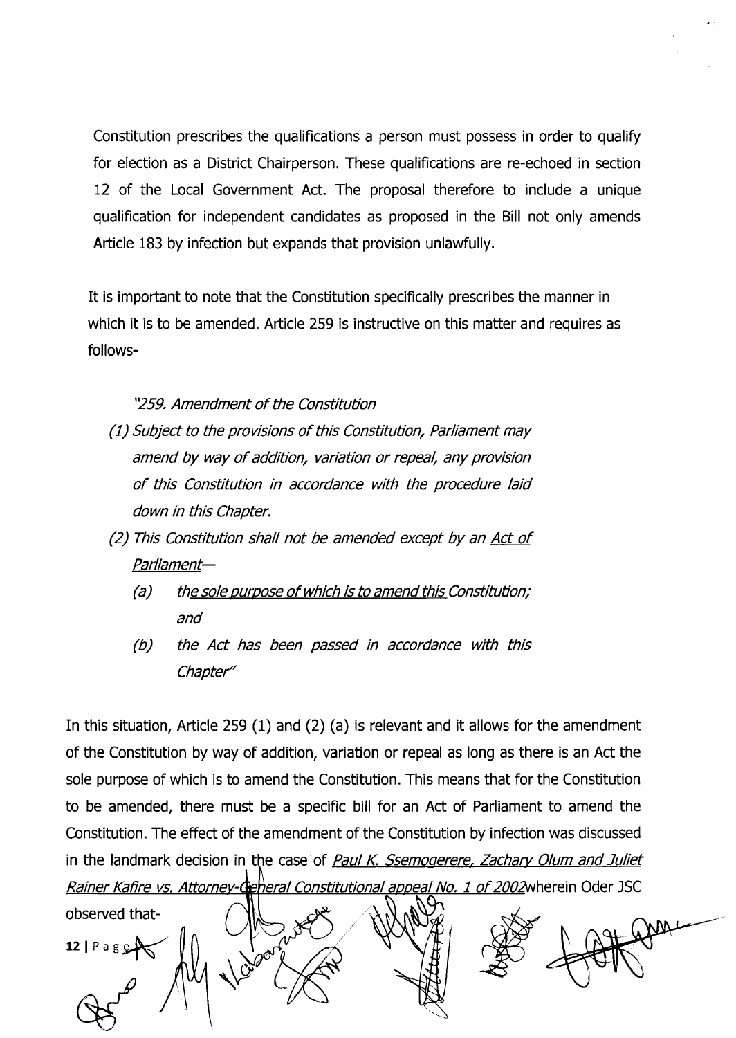Constitution prescribes the qualifications a person must possess in order to qualify for election as a District Chairperson. These qualifications are re-echoed in section 12 of the Local Government Act. The proposal therefore to include a unique qualification for independent candidates as proposed in the Bill not only amends Article 183 by infection but expands that provision unlawfully.

It is important to note that the Constitution specifically prescribes the manner in which it is to be amended. Article 259 is instructive on this matter and requires as follows-

> *"259. Amendment of the Constitution*
>
> *(1) Subject to the provisions of this Constitution, Parliament may amend by way of addition, variation or repeal, any provision of this Constitution in accordance with the procedure laid down in this Chapter.*
>
> *(2) This Constitution shall not be amended except by an <u>Act of Parliament</u>—*
>
> *(a) th<u>e sole purpose of which is to amend this</u> Constitution; and*
>
> *(b) the Act has been passed in accordance with this Chapter"*

In this situation, Article 259 (1) and (2) (a) is relevant and it allows for the amendment of the Constitution by way of addition, variation or repeal as long as there is an Act the sole purpose of which is to amend the Constitution. This means that for the Constitution to be amended, there must be a specific bill for an Act of Parliament to amend the Constitution. The effect of the amendment of the Constitution by infection was discussed in the landmark decision in the case of *<u>Paul K. Ssemogerere, Zachary Olum and Juliet Rainer Kafire vs. Attorney-General Constitutional appeal No. 1 of 2002</u>*wherein Oder JSC observed that-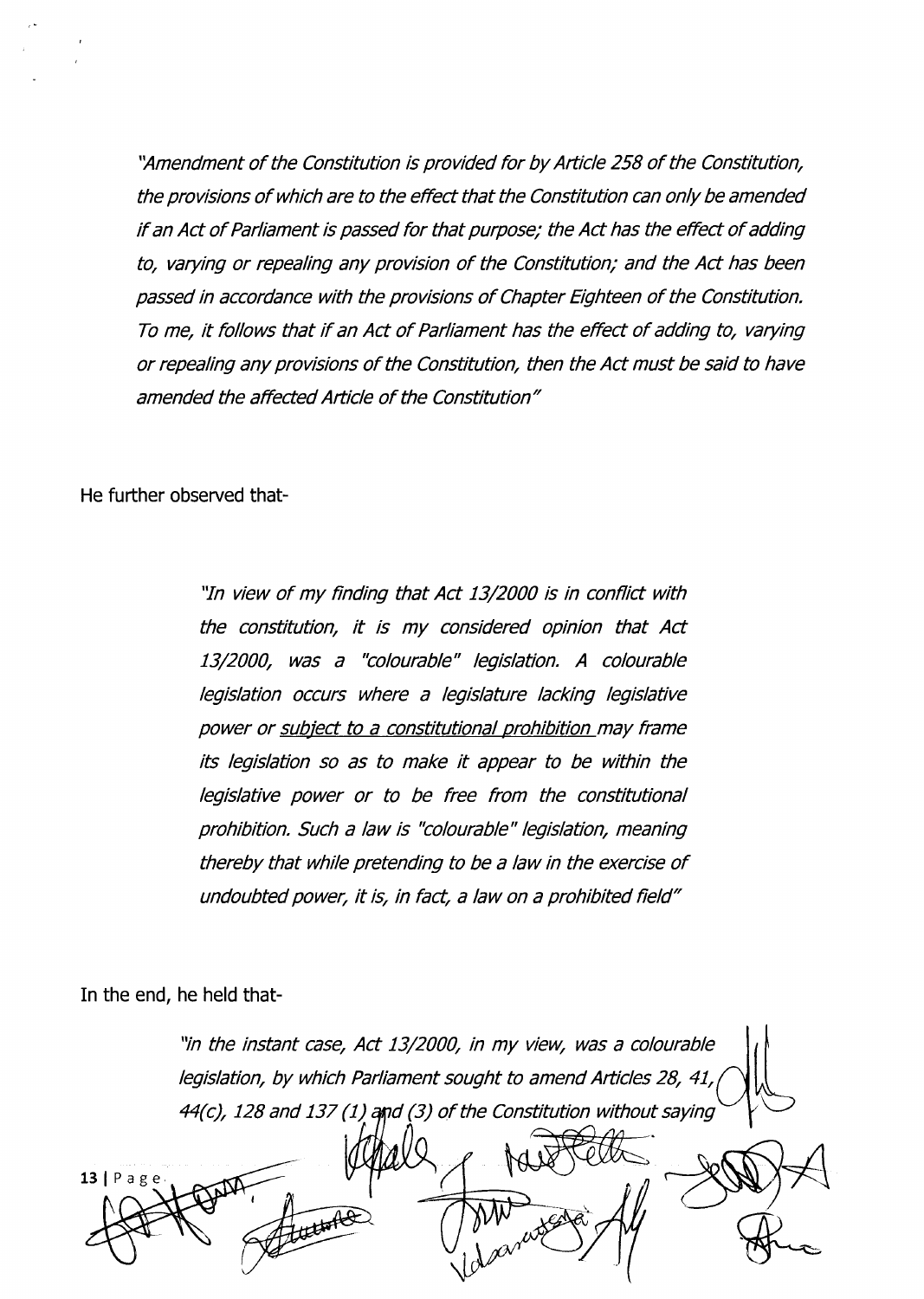*"Amendment of the Constitution is provided for by Article 258 of the Constitution, the provisions of which are to the effect that the Constitution can only be amended if an Act of Parliament is passed for that purpose; the Act has the effect of adding to, varying or repealing any provision of the Constitution; and the Act has been passed in accordance with the provisions of Chapter Eighteen of the Constitution. To me, it follows that if an Act of Parliament has the effect of adding to, varying or repealing any provisions of the Constitution, then the Act must be said to have amended the affected Article of the Constitution"*

He further observed that-

> *"In view of my finding that Act 13/2000 is in conflict with the constitution, it is my considered opinion that Act 13/2000, was a "colourable" legislation. A colourable legislation occurs where a legislature lacking legislative power or <u>subject to a constitutional prohibition</u> may frame its legislation so as to make it appear to be within the legislative power or to be free from the constitutional prohibition. Such a law is "colourable" legislation, meaning thereby that while pretending to be a law in the exercise of undoubted power, it is, in fact, a law on a prohibited field"*

In the end, he held that-

> *"in the instant case, Act 13/2000, in my view, was a colourable legislation, by which Parliament sought to amend Articles 28, 41, 44(c), 128 and 137 (1) and (3) of the Constitution without saying*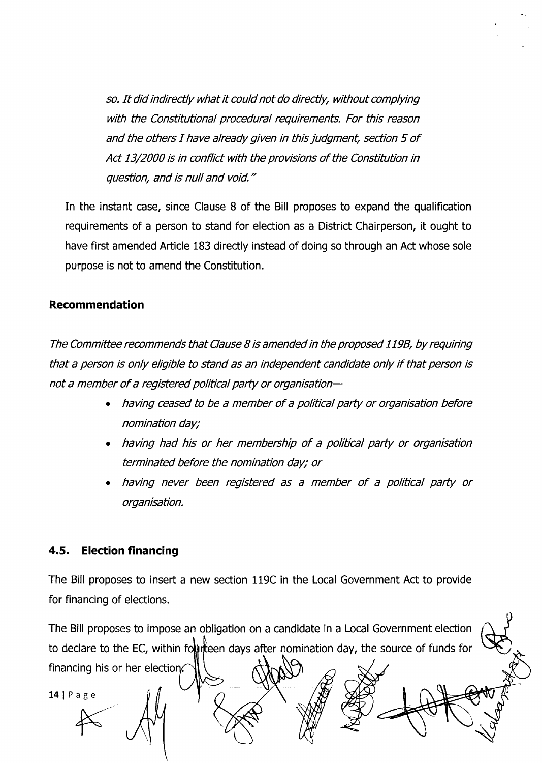*so. It did indirectly what it could not do directly, without complying with the Constitutional procedural requirements. For this reason and the others I have already given in this judgment, section 5 of Act 13/2000 is in conflict with the provisions of the Constitution in question, and is null and void."*

In the instant case, since Clause 8 of the Bill proposes to expand the qualification requirements of a person to stand for election as a District Chairperson, it ought to have first amended Article 183 directly instead of doing so through an Act whose sole purpose is not to amend the Constitution.

**Recommendation**

*The Committee recommends that Clause 8 is amended in the proposed 119B, by requiring that a person is only eligible to stand as an independent candidate only if that person is not a member of a registered political party or organisation—*

- *having ceased to be a member of a political party or organisation before nomination day;*
- *having had his or her membership of a political party or organisation terminated before the nomination day; or*
- *having never been registered as a member of a political party or organisation.*

## 4.5. Election financing

The Bill proposes to insert a new section 119C in the Local Government Act to provide for financing of elections.

The Bill proposes to impose an obligation on a candidate in a Local Government election to declare to the EC, within fourteen days after nomination day, the source of funds for financing his or her election.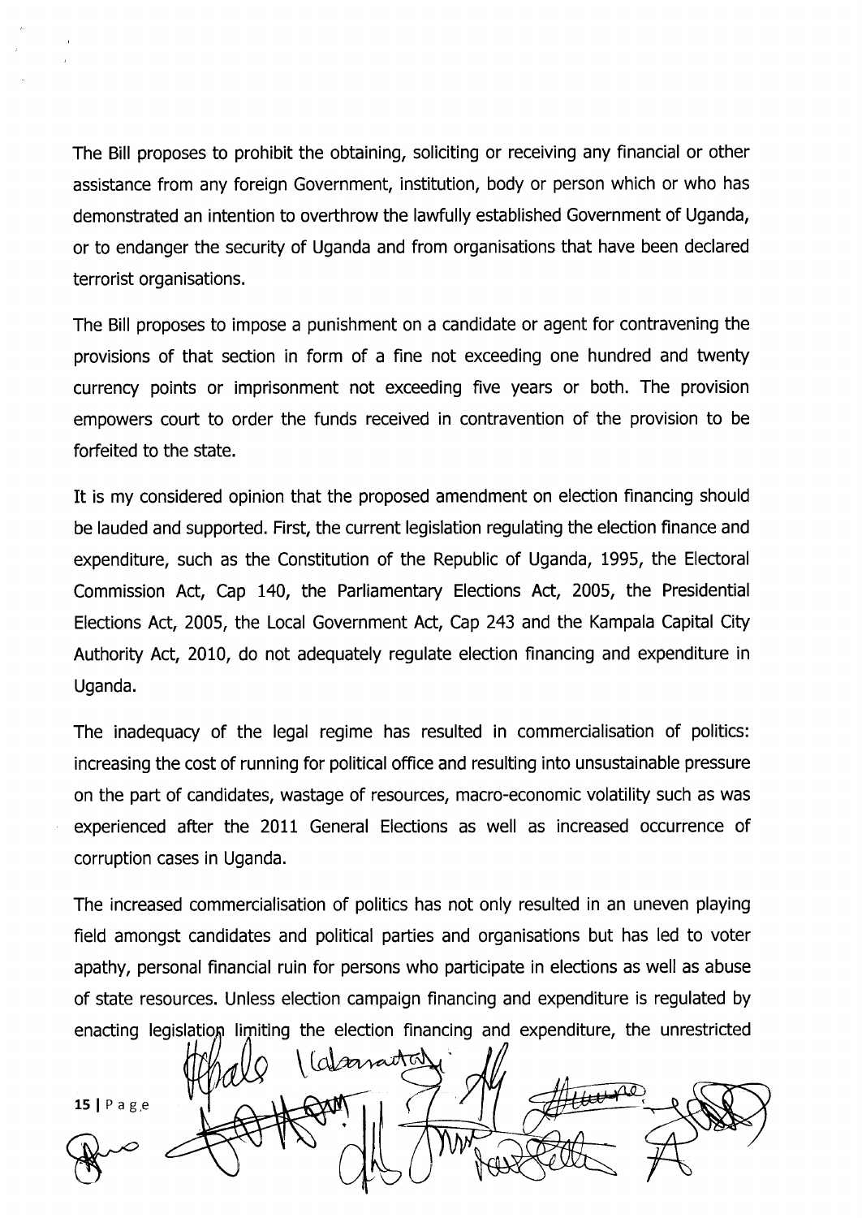The Bill proposes to prohibit the obtaining, soliciting or receiving any financial or other assistance from any foreign Government, institution, body or person which or who has demonstrated an intention to overthrow the lawfully established Government of Uganda, or to endanger the security of Uganda and from organisations that have been declared terrorist organisations.

The Bill proposes to impose a punishment on a candidate or agent for contravening the provisions of that section in form of a fine not exceeding one hundred and twenty currency points or imprisonment not exceeding five years or both. The provision empowers court to order the funds received in contravention of the provision to be forfeited to the state.

It is my considered opinion that the proposed amendment on election financing should be lauded and supported. First, the current legislation regulating the election finance and expenditure, such as the Constitution of the Republic of Uganda, 1995, the Electoral Commission Act, Cap 140, the Parliamentary Elections Act, 2005, the Presidential Elections Act, 2005, the Local Government Act, Cap 243 and the Kampala Capital City Authority Act, 2010, do not adequately regulate election financing and expenditure in Uganda.

The inadequacy of the legal regime has resulted in commercialisation of politics: increasing the cost of running for political office and resulting into unsustainable pressure on the part of candidates, wastage of resources, macro-economic volatility such as was experienced after the 2011 General Elections as well as increased occurrence of corruption cases in Uganda.

The increased commercialisation of politics has not only resulted in an uneven playing field amongst candidates and political parties and organisations but has led to voter apathy, personal financial ruin for persons who participate in elections as well as abuse of state resources. Unless election campaign financing and expenditure is regulated by enacting legislation limiting the election financing and expenditure, the unrestricted